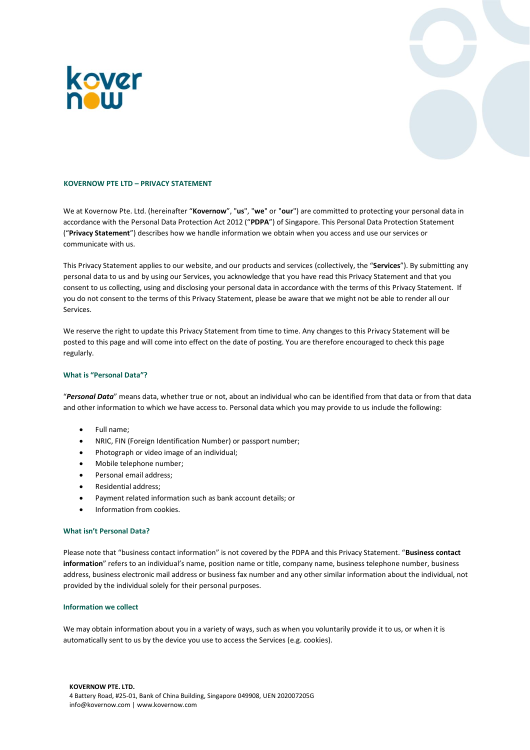# KOVERNOW PTE LTD – PRIVACY STATEMENT

We at Kovernow Pte. Ltd. (hereinafter "**Kovernow**", "**us**", "**we**" or "**our**") are committed to protecting your personal data in accordance with the Personal Data Protection Act 2012 ("**PDPA**") of Singapore. This Personal Data Protection Statement ("**Privacy Statement**") describes how we handle information we obtain when you access and use our services or communicate with us.

This Privacy Statement applies to our website, and our products and services (collectively, the "**Services**"). By submitting any personal data to us and by using our Services, you acknowledge that you have read this Privacy Statement and that you consent to us collecting, using and disclosing your personal data in accordance with the terms of this Privacy Statement. If you do not consent to the terms of this Privacy Statement, please be aware that we might not be able to render all our Services.

We reserve the right to update this Privacy Statement from time to time. Any changes to this Privacy Statement will be posted to this page and will come into effect on the date of posting. You are therefore encouraged to check this page regularly.

## What is "Personal Data"?

"***Personal Data***" means data, whether true or not, about an individual who can be identified from that data or from that data and other information to which we have access to. Personal data which you may provide to us include the following:

- Full name;
- NRIC, FIN (Foreign Identification Number) or passport number;
- Photograph or video image of an individual;
- Mobile telephone number;
- Personal email address;
- Residential address;
- Payment related information such as bank account details; or
- Information from cookies.

## What isn't Personal Data?

Please note that "business contact information" is not covered by the PDPA and this Privacy Statement. "**Business contact information**" refers to an individual's name, position name or title, company name, business telephone number, business address, business electronic mail address or business fax number and any other similar information about the individual, not provided by the individual solely for their personal purposes.

## Information we collect

We may obtain information about you in a variety of ways, such as when you voluntarily provide it to us, or when it is automatically sent to us by the device you use to access the Services (e.g. cookies).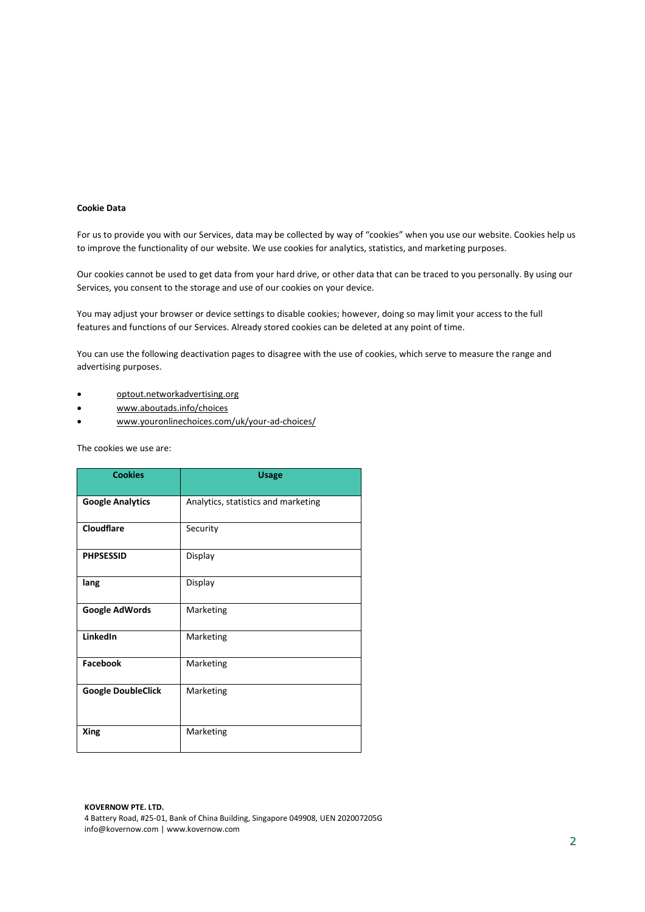**Cookie Data**

For us to provide you with our Services, data may be collected by way of "cookies" when you use our website. Cookies help us to improve the functionality of our website. We use cookies for analytics, statistics, and marketing purposes.

Our cookies cannot be used to get data from your hard drive, or other data that can be traced to you personally. By using our Services, you consent to the storage and use of our cookies on your device.

You may adjust your browser or device settings to disable cookies; however, doing so may limit your access to the full features and functions of our Services. Already stored cookies can be deleted at any point of time.

You can use the following deactivation pages to disagree with the use of cookies, which serve to measure the range and advertising purposes.

- optout.networkadvertising.org
- www.aboutads.info/choices
- www.youronlinechoices.com/uk/your-ad-choices/

The cookies we use are:

| Cookies | Usage |
|---|---|
| **Google Analytics** | Analytics, statistics and marketing |
| **Cloudflare** | Security |
| **PHPSESSID** | Display |
| **lang** | Display |
| **Google AdWords** | Marketing |
| **LinkedIn** | Marketing |
| **Facebook** | Marketing |
| **Google DoubleClick** | Marketing |
| **Xing** | Marketing |

**KOVERNOW PTE. LTD.**
4 Battery Road, #25-01, Bank of China Building, Singapore 049908, UEN 202007205G
info@kovernow.com | www.kovernow.com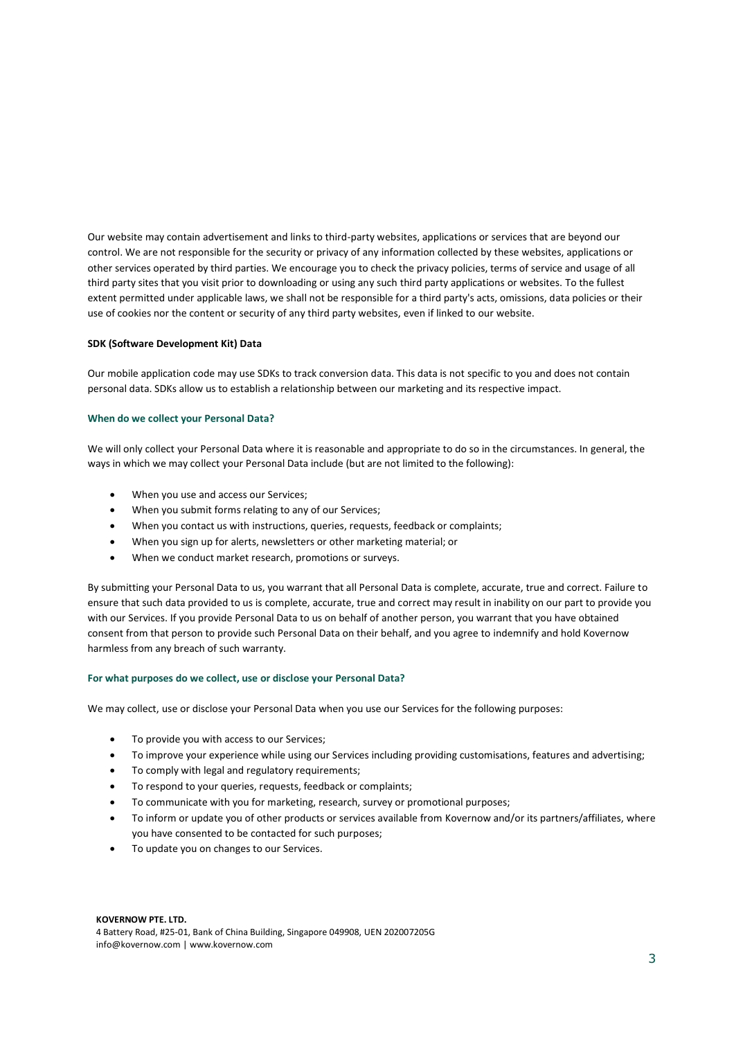Our website may contain advertisement and links to third-party websites, applications or services that are beyond our control. We are not responsible for the security or privacy of any information collected by these websites, applications or other services operated by third parties. We encourage you to check the privacy policies, terms of service and usage of all third party sites that you visit prior to downloading or using any such third party applications or websites. To the fullest extent permitted under applicable laws, we shall not be responsible for a third party's acts, omissions, data policies or their use of cookies nor the content or security of any third party websites, even if linked to our website.

**SDK (Software Development Kit) Data**

Our mobile application code may use SDKs to track conversion data. This data is not specific to you and does not contain personal data. SDKs allow us to establish a relationship between our marketing and its respective impact.

### When do we collect your Personal Data?

We will only collect your Personal Data where it is reasonable and appropriate to do so in the circumstances. In general, the ways in which we may collect your Personal Data include (but are not limited to the following):

- When you use and access our Services;
- When you submit forms relating to any of our Services;
- When you contact us with instructions, queries, requests, feedback or complaints;
- When you sign up for alerts, newsletters or other marketing material; or
- When we conduct market research, promotions or surveys.

By submitting your Personal Data to us, you warrant that all Personal Data is complete, accurate, true and correct. Failure to ensure that such data provided to us is complete, accurate, true and correct may result in inability on our part to provide you with our Services. If you provide Personal Data to us on behalf of another person, you warrant that you have obtained consent from that person to provide such Personal Data on their behalf, and you agree to indemnify and hold Kovernow harmless from any breach of such warranty.

### For what purposes do we collect, use or disclose your Personal Data?

We may collect, use or disclose your Personal Data when you use our Services for the following purposes:

- To provide you with access to our Services;
- To improve your experience while using our Services including providing customisations, features and advertising;
- To comply with legal and regulatory requirements;
- To respond to your queries, requests, feedback or complaints;
- To communicate with you for marketing, research, survey or promotional purposes;
- To inform or update you of other products or services available from Kovernow and/or its partners/affiliates, where you have consented to be contacted for such purposes;
- To update you on changes to our Services.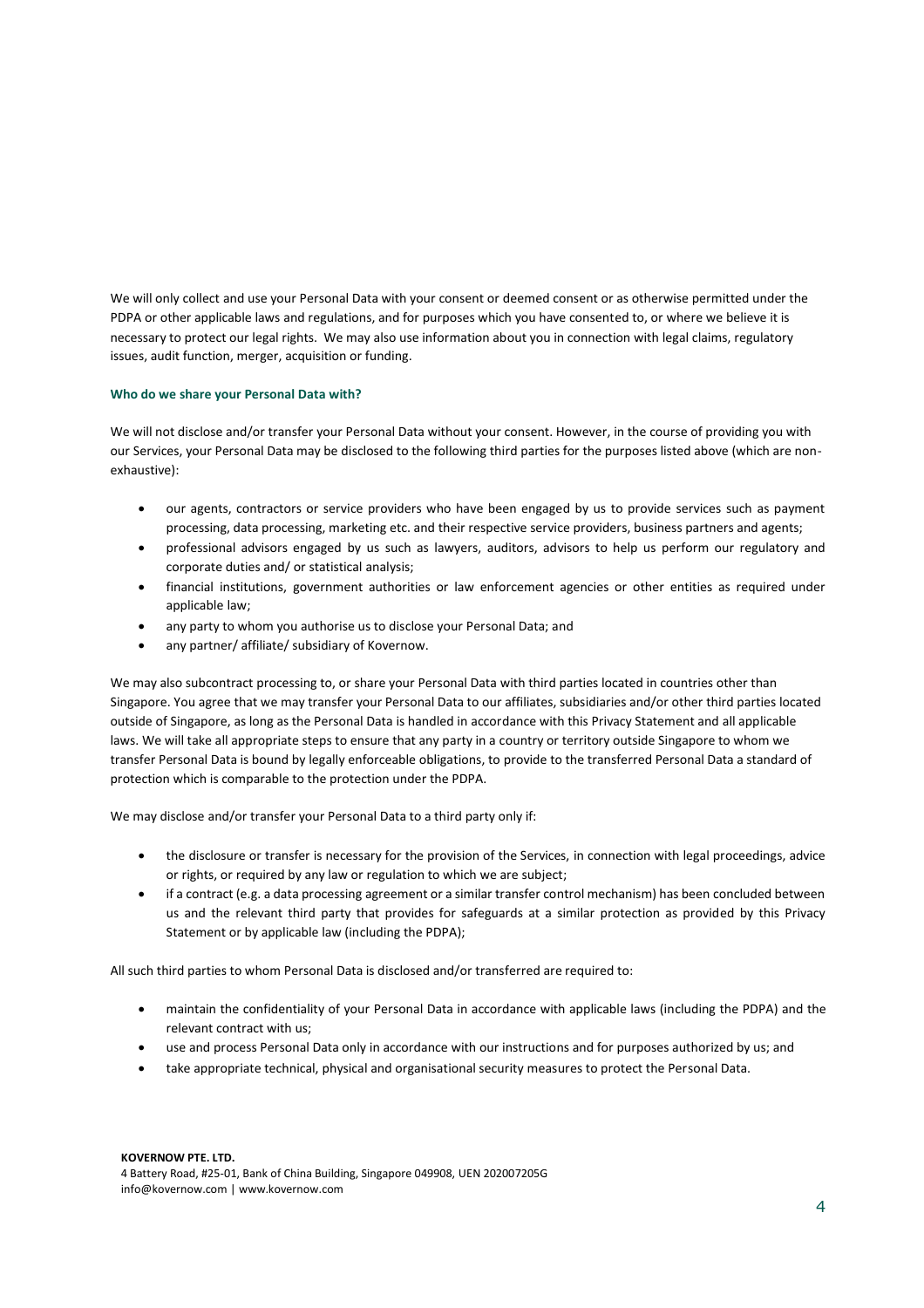We will only collect and use your Personal Data with your consent or deemed consent or as otherwise permitted under the PDPA or other applicable laws and regulations, and for purposes which you have consented to, or where we believe it is necessary to protect our legal rights. We may also use information about you in connection with legal claims, regulatory issues, audit function, merger, acquisition or funding.

**Who do we share your Personal Data with?**

We will not disclose and/or transfer your Personal Data without your consent. However, in the course of providing you with our Services, your Personal Data may be disclosed to the following third parties for the purposes listed above (which are non-exhaustive):

- our agents, contractors or service providers who have been engaged by us to provide services such as payment processing, data processing, marketing etc. and their respective service providers, business partners and agents;
- professional advisors engaged by us such as lawyers, auditors, advisors to help us perform our regulatory and corporate duties and/ or statistical analysis;
- financial institutions, government authorities or law enforcement agencies or other entities as required under applicable law;
- any party to whom you authorise us to disclose your Personal Data; and
- any partner/ affiliate/ subsidiary of Kovernow.

We may also subcontract processing to, or share your Personal Data with third parties located in countries other than Singapore. You agree that we may transfer your Personal Data to our affiliates, subsidiaries and/or other third parties located outside of Singapore, as long as the Personal Data is handled in accordance with this Privacy Statement and all applicable laws. We will take all appropriate steps to ensure that any party in a country or territory outside Singapore to whom we transfer Personal Data is bound by legally enforceable obligations, to provide to the transferred Personal Data a standard of protection which is comparable to the protection under the PDPA.

We may disclose and/or transfer your Personal Data to a third party only if:

- the disclosure or transfer is necessary for the provision of the Services, in connection with legal proceedings, advice or rights, or required by any law or regulation to which we are subject;
- if a contract (e.g. a data processing agreement or a similar transfer control mechanism) has been concluded between us and the relevant third party that provides for safeguards at a similar protection as provided by this Privacy Statement or by applicable law (including the PDPA);

All such third parties to whom Personal Data is disclosed and/or transferred are required to:

- maintain the confidentiality of your Personal Data in accordance with applicable laws (including the PDPA) and the relevant contract with us;
- use and process Personal Data only in accordance with our instructions and for purposes authorized by us; and
- take appropriate technical, physical and organisational security measures to protect the Personal Data.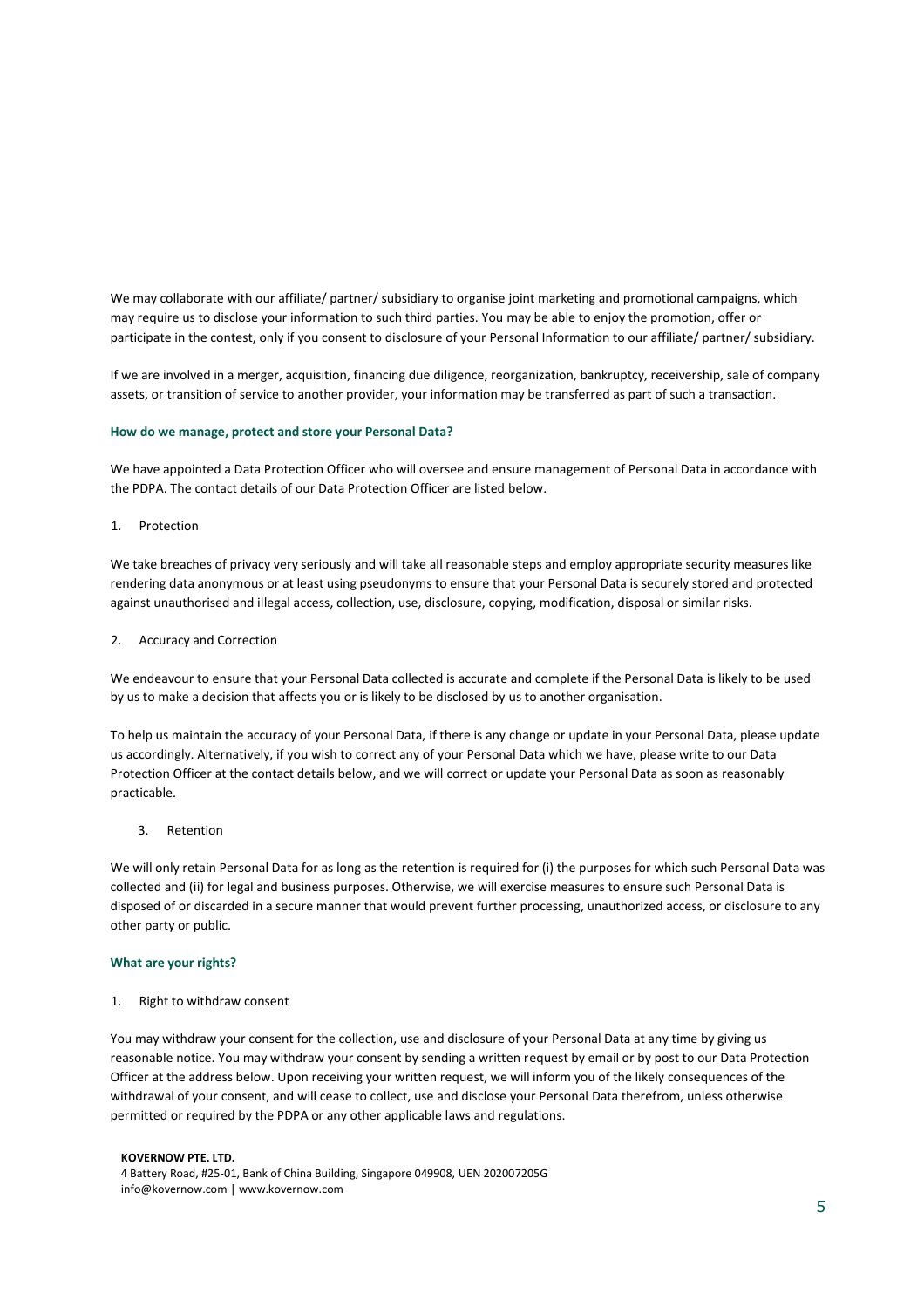We may collaborate with our affiliate/ partner/ subsidiary to organise joint marketing and promotional campaigns, which may require us to disclose your information to such third parties. You may be able to enjoy the promotion, offer or participate in the contest, only if you consent to disclosure of your Personal Information to our affiliate/ partner/ subsidiary.

If we are involved in a merger, acquisition, financing due diligence, reorganization, bankruptcy, receivership, sale of company assets, or transition of service to another provider, your information may be transferred as part of such a transaction.

**How do we manage, protect and store your Personal Data?**

We have appointed a Data Protection Officer who will oversee and ensure management of Personal Data in accordance with the PDPA. The contact details of our Data Protection Officer are listed below.

1. Protection

We take breaches of privacy very seriously and will take all reasonable steps and employ appropriate security measures like rendering data anonymous or at least using pseudonyms to ensure that your Personal Data is securely stored and protected against unauthorised and illegal access, collection, use, disclosure, copying, modification, disposal or similar risks.

2. Accuracy and Correction

We endeavour to ensure that your Personal Data collected is accurate and complete if the Personal Data is likely to be used by us to make a decision that affects you or is likely to be disclosed by us to another organisation.

To help us maintain the accuracy of your Personal Data, if there is any change or update in your Personal Data, please update us accordingly. Alternatively, if you wish to correct any of your Personal Data which we have, please write to our Data Protection Officer at the contact details below, and we will correct or update your Personal Data as soon as reasonably practicable.

3. Retention

We will only retain Personal Data for as long as the retention is required for (i) the purposes for which such Personal Data was collected and (ii) for legal and business purposes. Otherwise, we will exercise measures to ensure such Personal Data is disposed of or discarded in a secure manner that would prevent further processing, unauthorized access, or disclosure to any other party or public.

**What are your rights?**

1. Right to withdraw consent

You may withdraw your consent for the collection, use and disclosure of your Personal Data at any time by giving us reasonable notice. You may withdraw your consent by sending a written request by email or by post to our Data Protection Officer at the address below. Upon receiving your written request, we will inform you of the likely consequences of the withdrawal of your consent, and will cease to collect, use and disclose your Personal Data therefrom, unless otherwise permitted or required by the PDPA or any other applicable laws and regulations.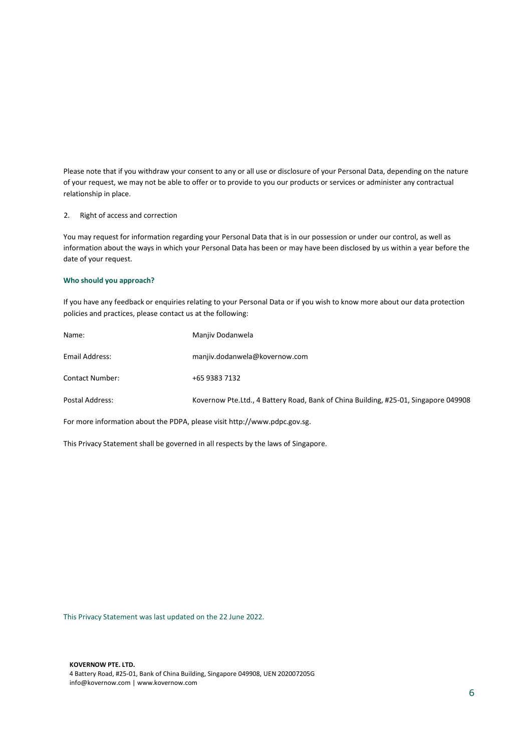Please note that if you withdraw your consent to any or all use or disclosure of your Personal Data, depending on the nature of your request, we may not be able to offer or to provide to you our products or services or administer any contractual relationship in place.

2. Right of access and correction

You may request for information regarding your Personal Data that is in our possession or under our control, as well as information about the ways in which your Personal Data has been or may have been disclosed by us within a year before the date of your request.

**Who should you approach?**

If you have any feedback or enquiries relating to your Personal Data or if you wish to know more about our data protection policies and practices, please contact us at the following:

| | |
|---|---|
| Name: | Manjiv Dodanwela |
| Email Address: | manjiv.dodanwela@kovernow.com |
| Contact Number: | +65 9383 7132 |
| Postal Address: | Kovernow Pte.Ltd., 4 Battery Road, Bank of China Building, #25-01, Singapore 049908 |

For more information about the PDPA, please visit http://www.pdpc.gov.sg.

This Privacy Statement shall be governed in all respects by the laws of Singapore.

This Privacy Statement was last updated on the 22 June 2022.

**KOVERNOW PTE. LTD.**
4 Battery Road, #25-01, Bank of China Building, Singapore 049908, UEN 202007205G
info@kovernow.com | www.kovernow.com